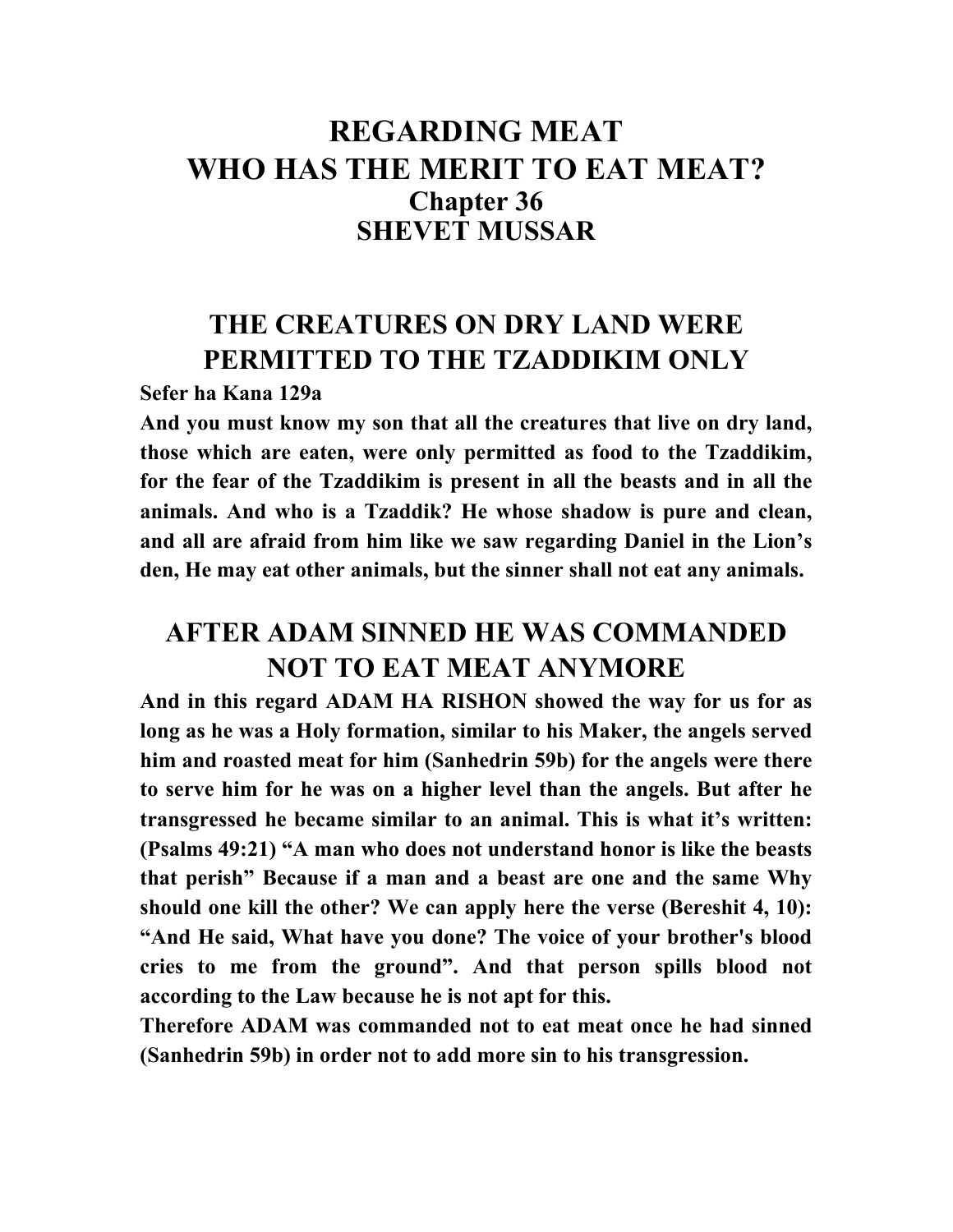# REGARDING MEAT
# WHO HAS THE MERIT TO EAT MEAT?
### Chapter 36
### SHEVET MUSSAR

## THE CREATURES ON DRY LAND WERE PERMITTED TO THE TZADDIKIM ONLY

**Sefer ha Kana 129a**

**And you must know my son that all the creatures that live on dry land, those which are eaten, were only permitted as food to the Tzaddikim, for the fear of the Tzaddikim is present in all the beasts and in all the animals. And who is a Tzaddik? He whose shadow is pure and clean, and all are afraid from him like we saw regarding Daniel in the Lion's den, He may eat other animals, but the sinner shall not eat any animals.**

## AFTER ADAM SINNED HE WAS COMMANDED NOT TO EAT MEAT ANYMORE

**And in this regard ADAM HA RISHON showed the way for us for as long as he was a Holy formation, similar to his Maker, the angels served him and roasted meat for him (Sanhedrin 59b) for the angels were there to serve him for he was on a higher level than the angels. But after he transgressed he became similar to an animal. This is what it's written: (Psalms 49:21) "A man who does not understand honor is like the beasts that perish" Because if a man and a beast are one and the same Why should one kill the other? We can apply here the verse (Bereshit 4, 10): "And He said, What have you done? The voice of your brother's blood cries to me from the ground". And that person spills blood not according to the Law because he is not apt for this.**

**Therefore ADAM was commanded not to eat meat once he had sinned (Sanhedrin 59b) in order not to add more sin to his transgression.**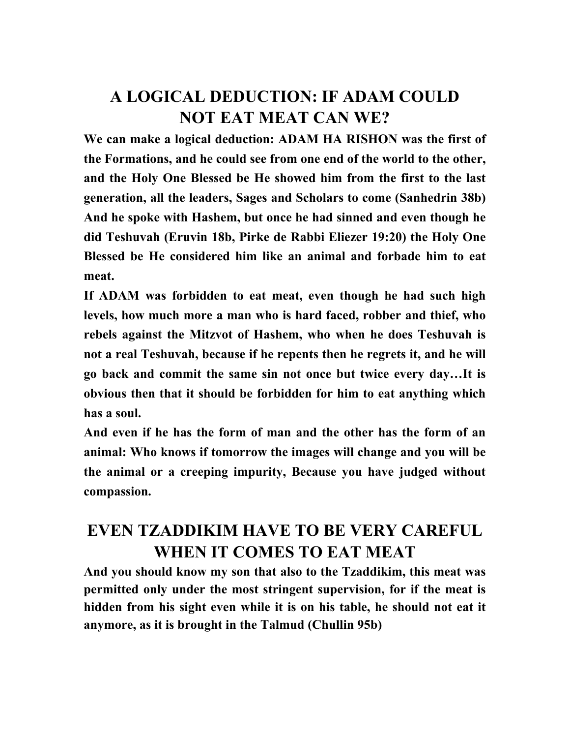## A LOGICAL DEDUCTION: IF ADAM COULD NOT EAT MEAT CAN WE?

**We can make a logical deduction: ADAM HA RISHON was the first of the Formations, and he could see from one end of the world to the other, and the Holy One Blessed be He showed him from the first to the last generation, all the leaders, Sages and Scholars to come (Sanhedrin 38b) And he spoke with Hashem, but once he had sinned and even though he did Teshuvah (Eruvin 18b, Pirke de Rabbi Eliezer 19:20) the Holy One Blessed be He considered him like an animal and forbade him to eat meat.**

**If ADAM was forbidden to eat meat, even though he had such high levels, how much more a man who is hard faced, robber and thief, who rebels against the Mitzvot of Hashem, who when he does Teshuvah is not a real Teshuvah, because if he repents then he regrets it, and he will go back and commit the same sin not once but twice every day…It is obvious then that it should be forbidden for him to eat anything which has a soul.**

**And even if he has the form of man and the other has the form of an animal: Who knows if tomorrow the images will change and you will be the animal or a creeping impurity, Because you have judged without compassion.**

## EVEN TZADDIKIM HAVE TO BE VERY CAREFUL WHEN IT COMES TO EAT MEAT

**And you should know my son that also to the Tzaddikim, this meat was permitted only under the most stringent supervision, for if the meat is hidden from his sight even while it is on his table, he should not eat it anymore, as it is brought in the Talmud (Chullin 95b)**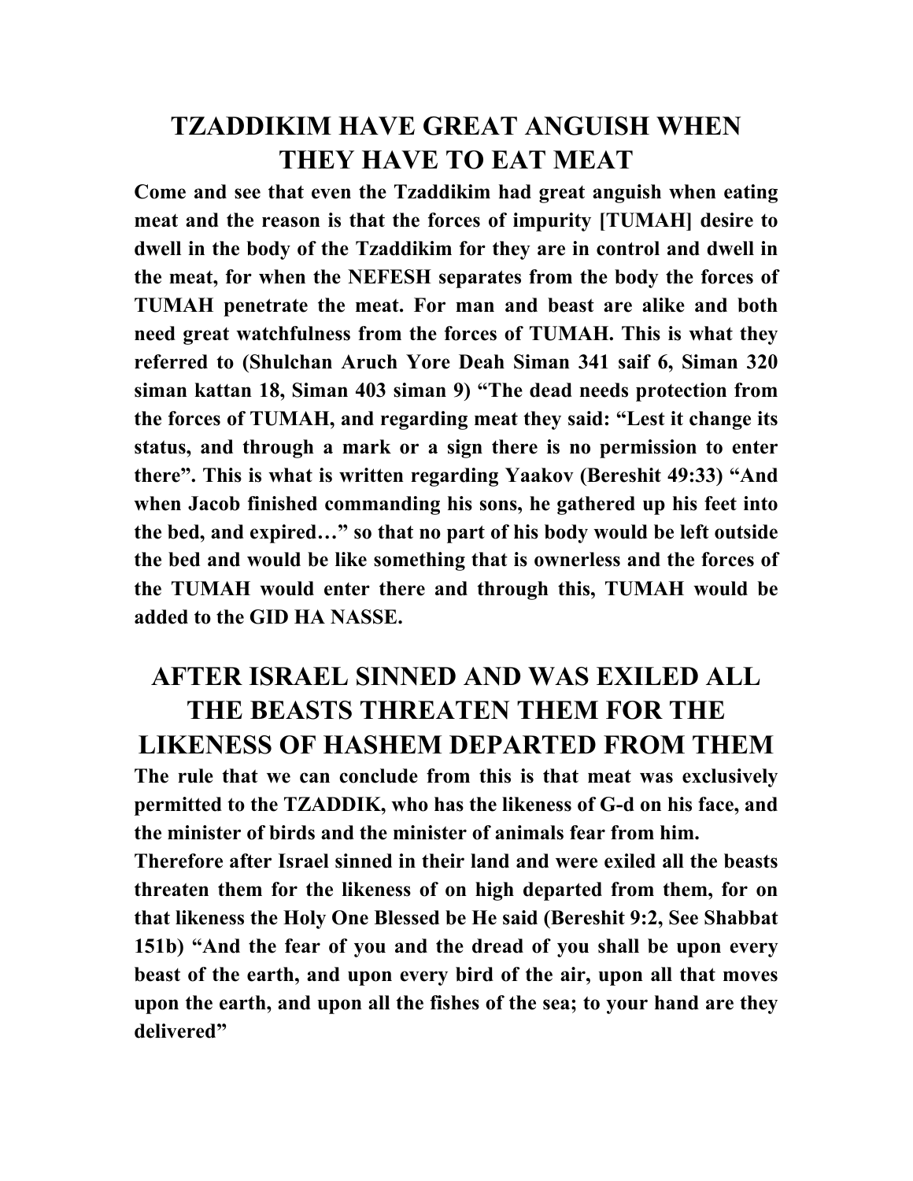## TZADDIKIM HAVE GREAT ANGUISH WHEN THEY HAVE TO EAT MEAT

**Come and see that even the Tzaddikim had great anguish when eating meat and the reason is that the forces of impurity [TUMAH] desire to dwell in the body of the Tzaddikim for they are in control and dwell in the meat, for when the NEFESH separates from the body the forces of TUMAH penetrate the meat. For man and beast are alike and both need great watchfulness from the forces of TUMAH. This is what they referred to (Shulchan Aruch Yore Deah Siman 341 saif 6, Siman 320 siman kattan 18, Siman 403 siman 9) "The dead needs protection from the forces of TUMAH, and regarding meat they said: "Lest it change its status, and through a mark or a sign there is no permission to enter there". This is what is written regarding Yaakov (Bereshit 49:33) "And when Jacob finished commanding his sons, he gathered up his feet into the bed, and expired…" so that no part of his body would be left outside the bed and would be like something that is ownerless and the forces of the TUMAH would enter there and through this, TUMAH would be added to the GID HA NASSE.**

## AFTER ISRAEL SINNED AND WAS EXILED ALL THE BEASTS THREATEN THEM FOR THE LIKENESS OF HASHEM DEPARTED FROM THEM

**The rule that we can conclude from this is that meat was exclusively permitted to the TZADDIK, who has the likeness of G-d on his face, and the minister of birds and the minister of animals fear from him.**

**Therefore after Israel sinned in their land and were exiled all the beasts threaten them for the likeness of on high departed from them, for on that likeness the Holy One Blessed be He said (Bereshit 9:2, See Shabbat 151b) "And the fear of you and the dread of you shall be upon every beast of the earth, and upon every bird of the air, upon all that moves upon the earth, and upon all the fishes of the sea; to your hand are they delivered"**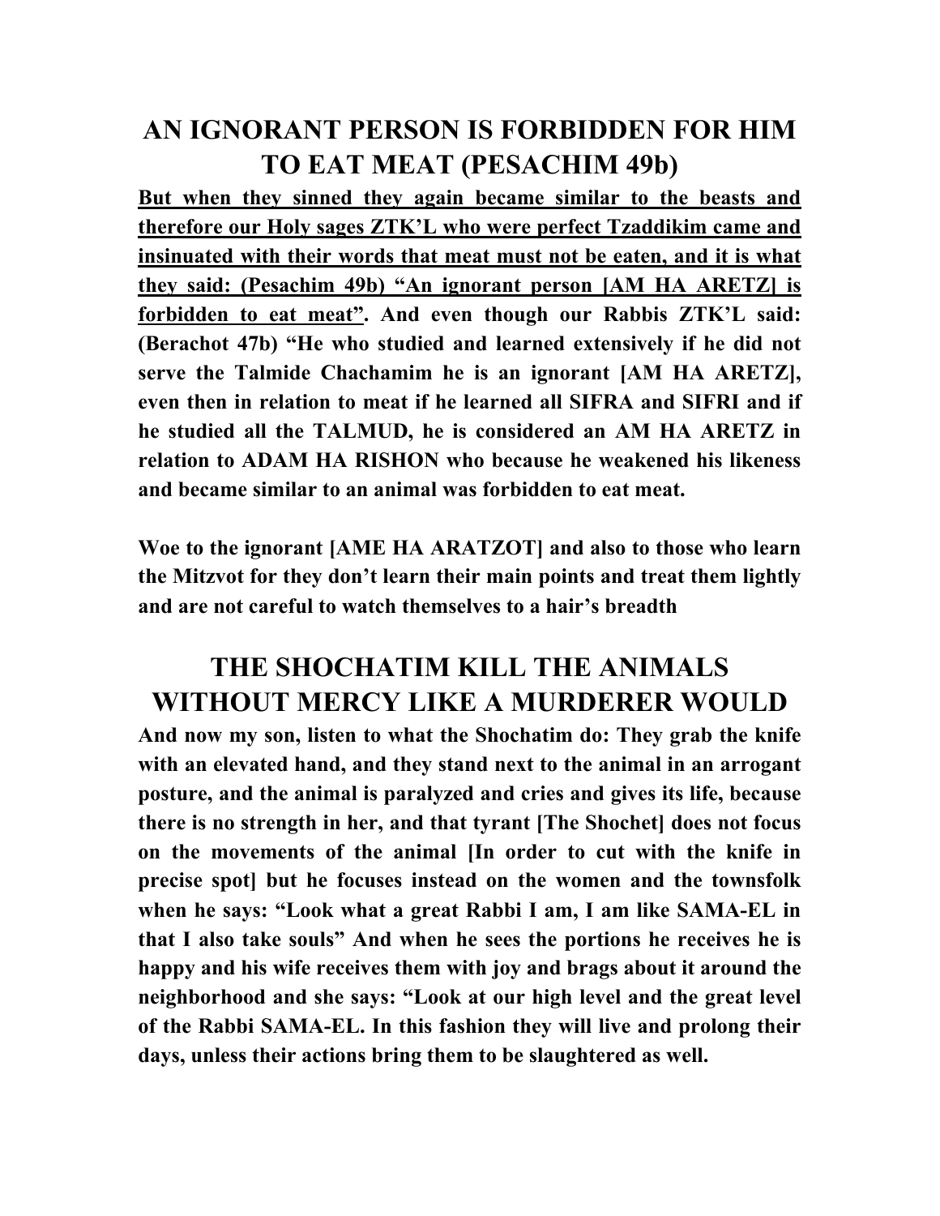# AN IGNORANT PERSON IS FORBIDDEN FOR HIM TO EAT MEAT (PESACHIM 49b)

**<u>But when they sinned they again became similar to the beasts and therefore our Holy sages ZTK'L who were perfect Tzaddikim came and insinuated with their words that meat must not be eaten, and it is what they said: (Pesachim 49b) "An ignorant person [AM HA ARETZ] is forbidden to eat meat"</u>. And even though our Rabbis ZTK'L said: (Berachot 47b) "He who studied and learned extensively if he did not serve the Talmide Chachamim he is an ignorant [AM HA ARETZ], even then in relation to meat if he learned all SIFRA and SIFRI and if he studied all the TALMUD, he is considered an AM HA ARETZ in relation to ADAM HA RISHON who because he weakened his likeness and became similar to an animal was forbidden to eat meat.**

**Woe to the ignorant [AME HA ARATZOT] and also to those who learn the Mitzvot for they don't learn their main points and treat them lightly and are not careful to watch themselves to a hair's breadth**

# THE SHOCHATIM KILL THE ANIMALS WITHOUT MERCY LIKE A MURDERER WOULD

**And now my son, listen to what the Shochatim do: They grab the knife with an elevated hand, and they stand next to the animal in an arrogant posture, and the animal is paralyzed and cries and gives its life, because there is no strength in her, and that tyrant [The Shochet] does not focus on the movements of the animal [In order to cut with the knife in precise spot] but he focuses instead on the women and the townsfolk when he says: "Look what a great Rabbi I am, I am like SAMA-EL in that I also take souls" And when he sees the portions he receives he is happy and his wife receives them with joy and brags about it around the neighborhood and she says: "Look at our high level and the great level of the Rabbi SAMA-EL. In this fashion they will live and prolong their days, unless their actions bring them to be slaughtered as well.**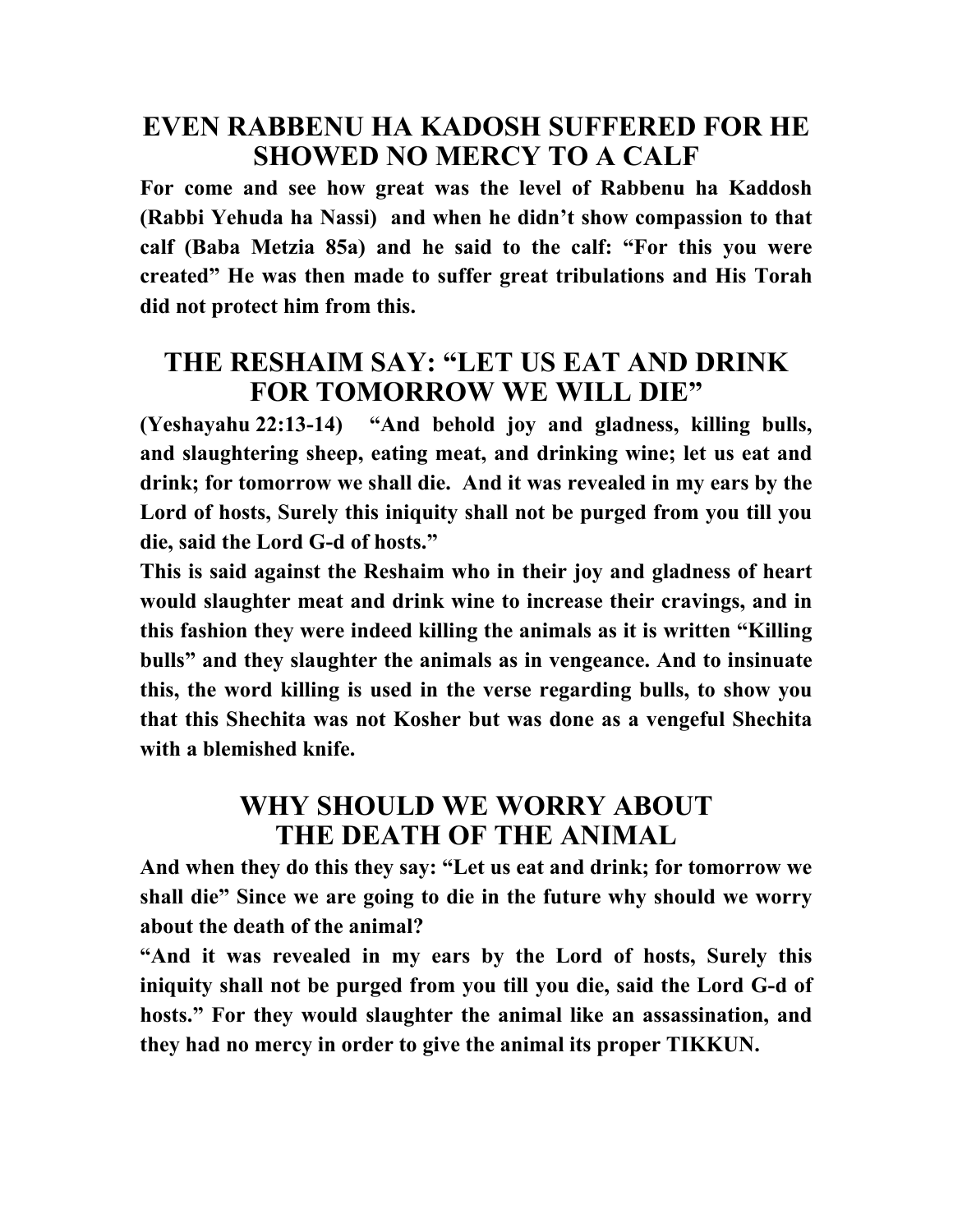## EVEN RABBENU HA KADOSH SUFFERED FOR HE SHOWED NO MERCY TO A CALF

**For come and see how great was the level of Rabbenu ha Kaddosh (Rabbi Yehuda ha Nassi) and when he didn't show compassion to that calf (Baba Metzia 85a) and he said to the calf: "For this you were created" He was then made to suffer great tribulations and His Torah did not protect him from this.**

## THE RESHAIM SAY: "LET US EAT AND DRINK FOR TOMORROW WE WILL DIE"

**(Yeshayahu 22:13-14) "And behold joy and gladness, killing bulls, and slaughtering sheep, eating meat, and drinking wine; let us eat and drink; for tomorrow we shall die. And it was revealed in my ears by the Lord of hosts, Surely this iniquity shall not be purged from you till you die, said the Lord G-d of hosts."**

**This is said against the Reshaim who in their joy and gladness of heart would slaughter meat and drink wine to increase their cravings, and in this fashion they were indeed killing the animals as it is written "Killing bulls" and they slaughter the animals as in vengeance. And to insinuate this, the word killing is used in the verse regarding bulls, to show you that this Shechita was not Kosher but was done as a vengeful Shechita with a blemished knife.**

## WHY SHOULD WE WORRY ABOUT THE DEATH OF THE ANIMAL

**And when they do this they say: "Let us eat and drink; for tomorrow we shall die" Since we are going to die in the future why should we worry about the death of the animal?**

**"And it was revealed in my ears by the Lord of hosts, Surely this iniquity shall not be purged from you till you die, said the Lord G-d of hosts." For they would slaughter the animal like an assassination, and they had no mercy in order to give the animal its proper TIKKUN.**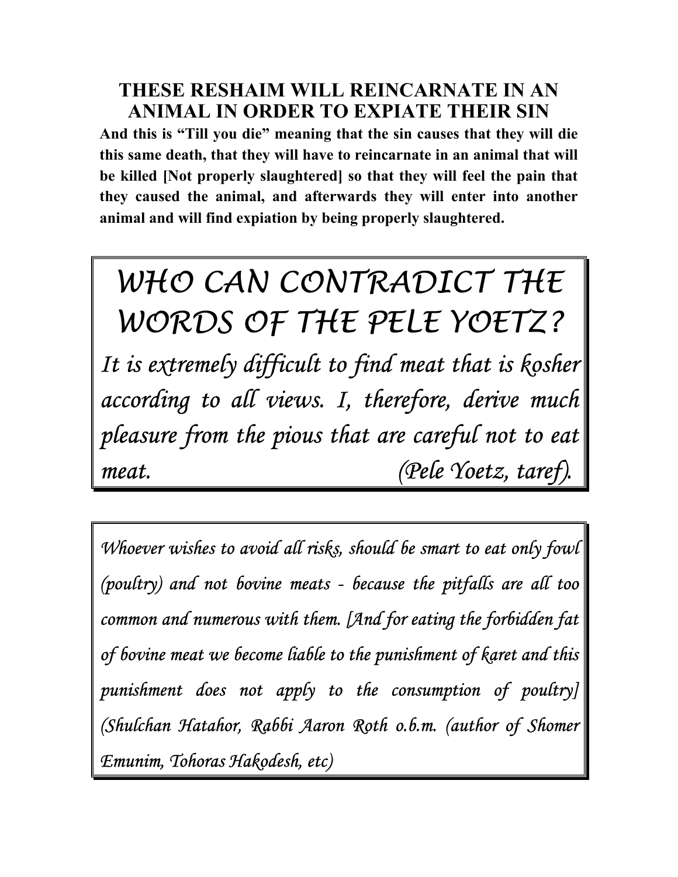## THESE RESHAIM WILL REINCARNATE IN AN ANIMAL IN ORDER TO EXPIATE THEIR SIN

**And this is "Till you die" meaning that the sin causes that they will die this same death, that they will have to reincarnate in an animal that will be killed [Not properly slaughtered] so that they will feel the pain that they caused the animal, and afterwards they will enter into another animal and will find expiation by being properly slaughtered.**

## *WHO CAN CONTRADICT THE WORDS OF THE PELE YOETZ?*

*It is extremely difficult to find meat that is kosher according to all views. I, therefore, derive much pleasure from the pious that are careful not to eat meat. (Pele Yoetz, taref).*

*Whoever wishes to avoid all risks, should be smart to eat only fowl (poultry) and not bovine meats - because the pitfalls are all too common and numerous with them. [And for eating the forbidden fat of bovine meat we become liable to the punishment of karet and this punishment does not apply to the consumption of poultry] (Shulchan Hatahor, Rabbi Aaron Roth o.b.m. (author of Shomer Emunim, Tohoras Hakodesh, etc)*